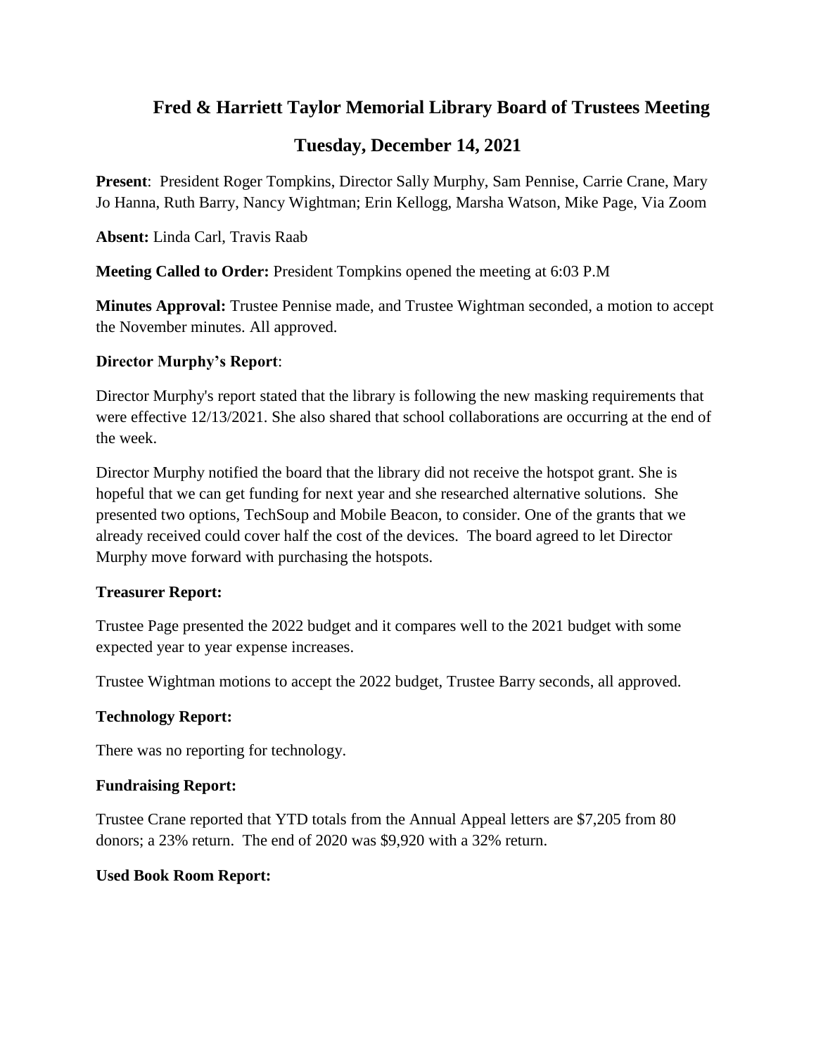# Fred & Harriett Taylor Memorial Library Board of Trustees Meeting

## Tuesday, December 14, 2021

**Present**: President Roger Tompkins, Director Sally Murphy, Sam Pennise, Carrie Crane, Mary Jo Hanna, Ruth Barry, Nancy Wightman; Erin Kellogg, Marsha Watson, Mike Page, Via Zoom

**Absent:** Linda Carl, Travis Raab

**Meeting Called to Order:** President Tompkins opened the meeting at 6:03 P.M

**Minutes Approval:** Trustee Pennise made, and Trustee Wightman seconded, a motion to accept the November minutes. All approved.

### Director Murphy's Report:

Director Murphy's report stated that the library is following the new masking requirements that were effective 12/13/2021. She also shared that school collaborations are occurring at the end of the week.

Director Murphy notified the board that the library did not receive the hotspot grant. She is hopeful that we can get funding for next year and she researched alternative solutions. She presented two options, TechSoup and Mobile Beacon, to consider. One of the grants that we already received could cover half the cost of the devices. The board agreed to let Director Murphy move forward with purchasing the hotspots.

### Treasurer Report:

Trustee Page presented the 2022 budget and it compares well to the 2021 budget with some expected year to year expense increases.

Trustee Wightman motions to accept the 2022 budget, Trustee Barry seconds, all approved.

### Technology Report:

There was no reporting for technology.

### Fundraising Report:

Trustee Crane reported that YTD totals from the Annual Appeal letters are $7,205 from 80 donors; a 23% return. The end of 2020 was $9,920 with a 32% return.

### Used Book Room Report: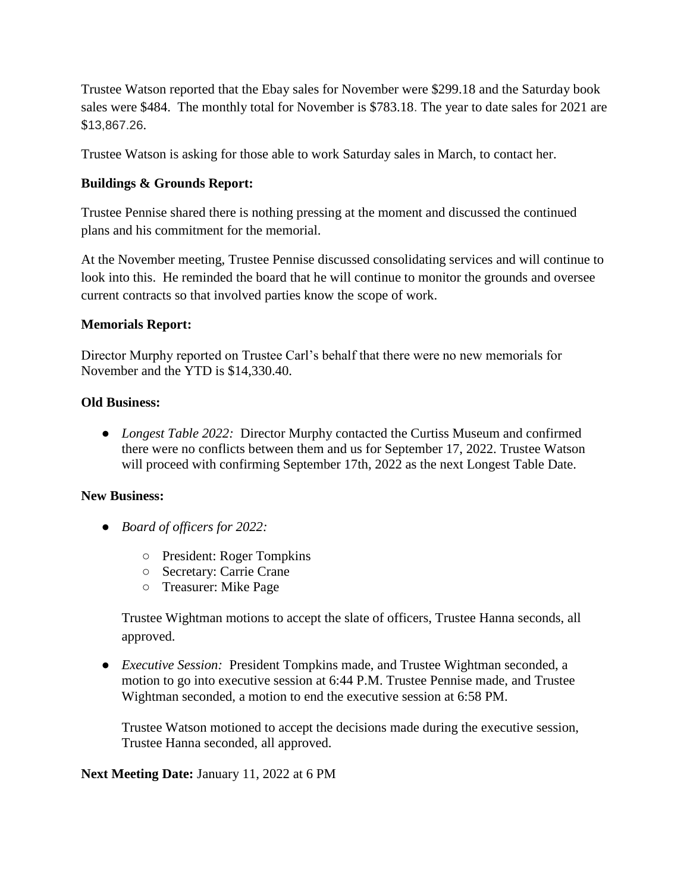Trustee Watson reported that the Ebay sales for November were $299.18 and the Saturday book sales were $484. The monthly total for November is $783.18. The year to date sales for 2021 are $13,867.26.

Trustee Watson is asking for those able to work Saturday sales in March, to contact her.

**Buildings & Grounds Report:**

Trustee Pennise shared there is nothing pressing at the moment and discussed the continued plans and his commitment for the memorial.

At the November meeting, Trustee Pennise discussed consolidating services and will continue to look into this. He reminded the board that he will continue to monitor the grounds and oversee current contracts so that involved parties know the scope of work.

**Memorials Report:**

Director Murphy reported on Trustee Carl's behalf that there were no new memorials for November and the YTD is $14,330.40.

**Old Business:**

- *Longest Table 2022:* Director Murphy contacted the Curtiss Museum and confirmed there were no conflicts between them and us for September 17, 2022. Trustee Watson will proceed with confirming September 17th, 2022 as the next Longest Table Date.

**New Business:**

- *Board of officers for 2022:*
  - President: Roger Tompkins
  - Secretary: Carrie Crane
  - Treasurer: Mike Page

  Trustee Wightman motions to accept the slate of officers, Trustee Hanna seconds, all approved.

- *Executive Session:* President Tompkins made, and Trustee Wightman seconded, a motion to go into executive session at 6:44 P.M. Trustee Pennise made, and Trustee Wightman seconded, a motion to end the executive session at 6:58 PM.

  Trustee Watson motioned to accept the decisions made during the executive session, Trustee Hanna seconded, all approved.

**Next Meeting Date:** January 11, 2022 at 6 PM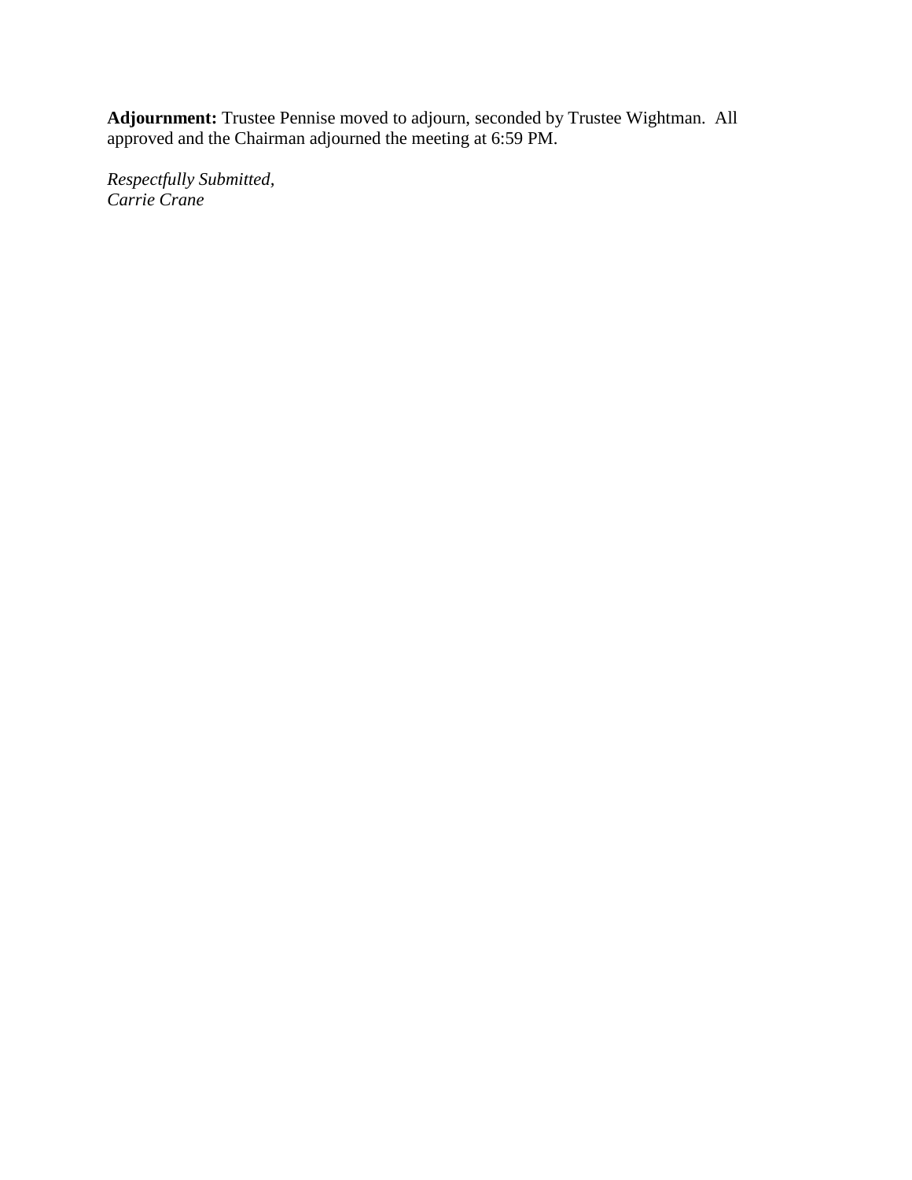**Adjournment:** Trustee Pennise moved to adjourn, seconded by Trustee Wightman. All approved and the Chairman adjourned the meeting at 6:59 PM.

*Respectfully Submitted,*
*Carrie Crane*